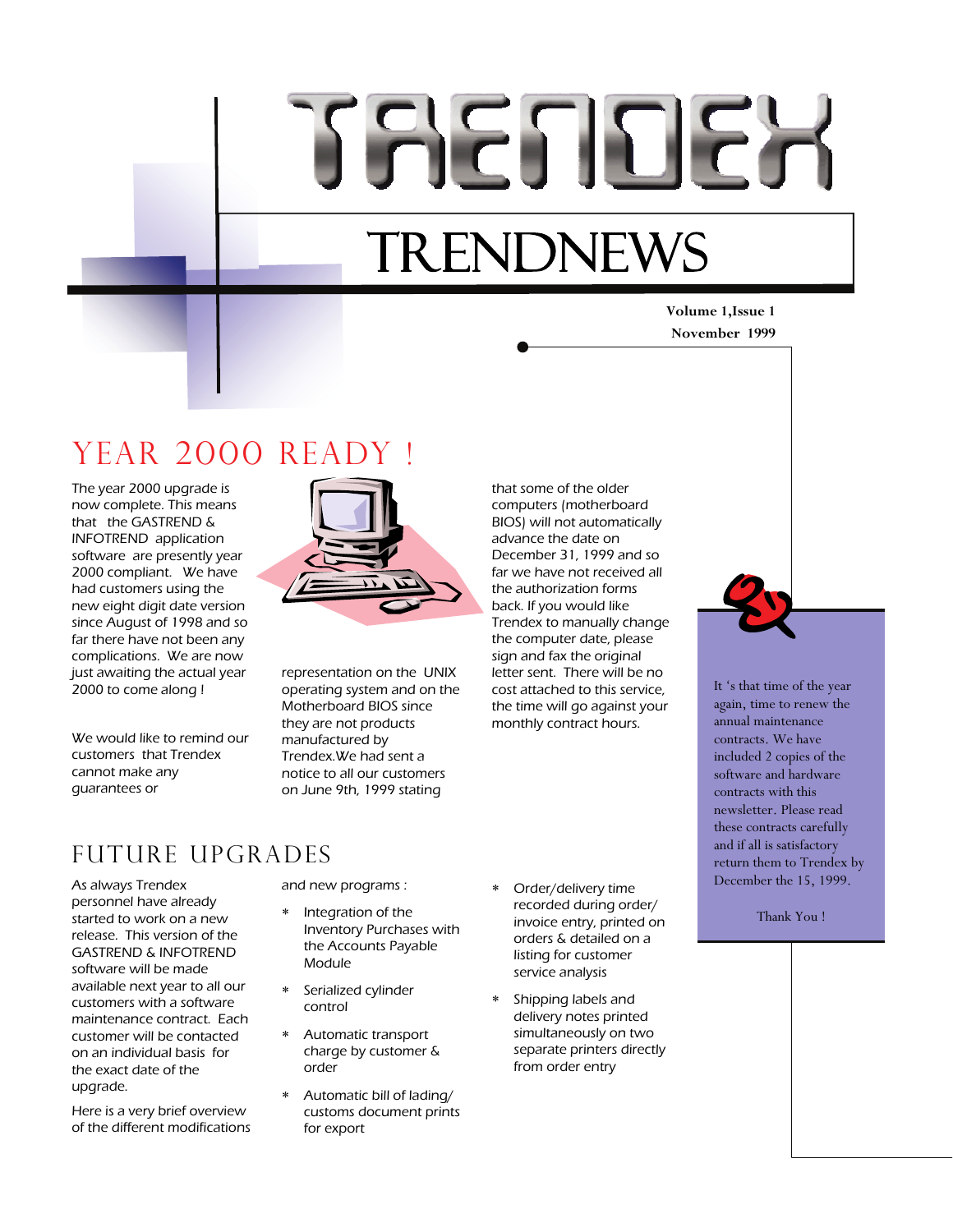# TRENDEX

## TRENDNEWS

**Volume 1,Issue 1**

**November 1999**

## YEAR 2000 READY !

The year 2000 upgrade is now complete. This means that the GASTREND & INFOTREND application software are presently year 2000 compliant. We have had customers using the new eight digit date version since August of 1998 and so far there have not been any complications. We are now just awaiting the actual year 2000 to come along !

We would like to remind our customers that Trendex cannot make any guarantees or representation on the UNIX operating system and on the Motherboard BIOS since they are not products manufactured by Trendex.We had sent a notice to all our customers on June 9th, 1999 stating that some of the older computers (motherboard BIOS) will not automatically advance the date on December 31, 1999 and so far we have not received all the authorization forms back. If you would like Trendex to manually change the computer date, please sign and fax the original letter sent. There will be no cost attached to this service, the time will go against your monthly contract hours.

## FUTURE UPGRADES

As always Trendex personnel have already started to work on a new release. This version of the GASTREND & INFOTREND software will be made available next year to all our customers with a software maintenance contract. Each customer will be contacted on an individual basis for the exact date of the upgrade.

Here is a very brief overview of the different modifications and new programs :

* Integration of the Inventory Purchases with the Accounts Payable Module
* Serialized cylinder control
* Automatic transport charge by customer & order
* Automatic bill of lading/ customs document prints for export
* Order/delivery time recorded during order/ invoice entry, printed on orders & detailed on a listing for customer service analysis
* Shipping labels and delivery notes printed simultaneously on two separate printers directly from order entry

It 's that time of the year again, time to renew the annual maintenance contracts. We have included 2 copies of the software and hardware contracts with this newsletter. Please read these contracts carefully and if all is satisfactory return them to Trendex by December the 15, 1999.

Thank You !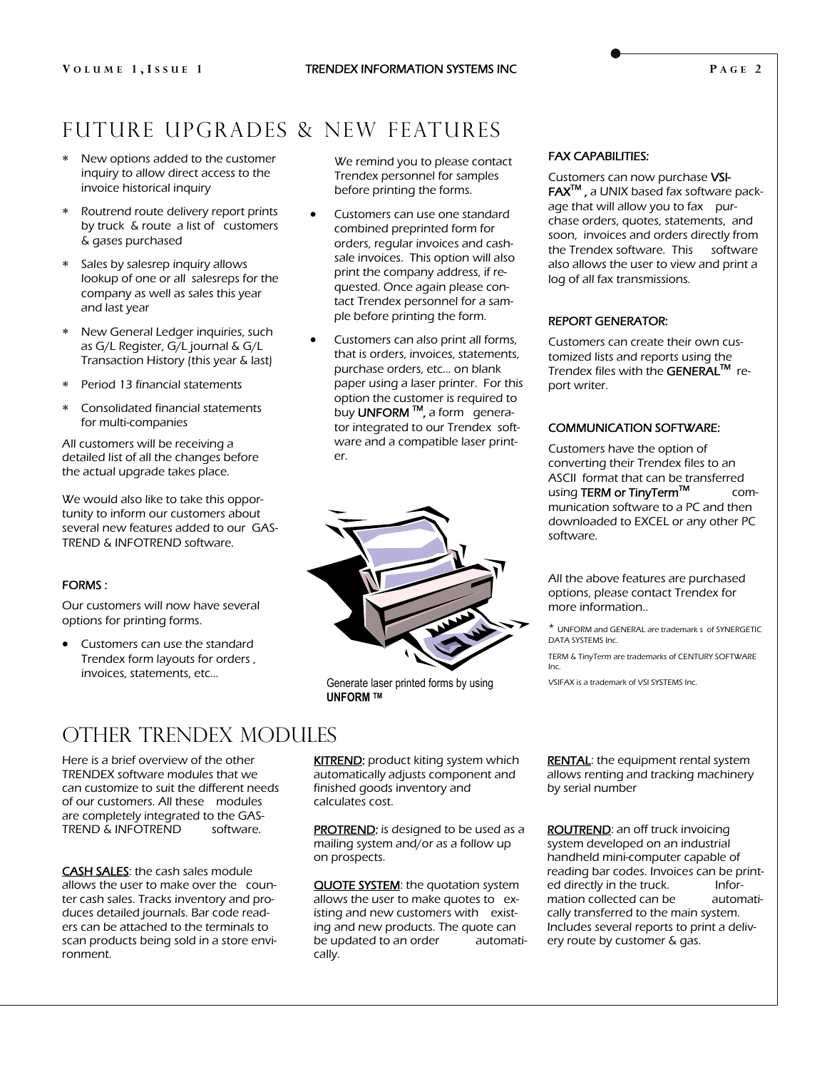# FUTURE UPGRADES & NEW FEATURES

- New options added to the customer inquiry to allow direct access to the invoice historical inquiry
- Routrend route delivery report prints by truck & route a list of customers & gases purchased
- Sales by salesrep inquiry allows lookup of one or all salesreps for the company as well as sales this year and last year
- New General Ledger inquiries, such as G/L Register, G/L journal & G/L Transaction History (this year & last)
- Period 13 financial statements
- Consolidated financial statements for multi-companies

All customers will be receiving a detailed list of all the changes before the actual upgrade takes place.

We would also like to take this opportunity to inform our customers about several new features added to our GASTREND & INFOTREND software.

## FORMS :

Our customers will now have several options for printing forms.

- Customers can use the standard Trendex form layouts for orders , invoices, statements, etc...

  We remind you to please contact Trendex personnel for samples before printing the forms.

- Customers can use one standard combined preprinted form for orders, regular invoices and cashsale invoices. This option will also print the company address, if requested. Once again please contact Trendex personnel for a sample before printing the form.
- Customers can also print all forms, that is orders, invoices, statements, purchase orders, etc... on blank paper using a laser printer. For this option the customer is required to buy **UNFORM ™**, a form generator integrated to our Trendex software and a compatible laser printer.

Generate laser printed forms by using **UNFORM ™**

## FAX CAPABILITIES:

Customers can now purchase **VSI-FAX™** , a UNIX based fax software package that will allow you to fax purchase orders, quotes, statements, and soon, invoices and orders directly from the Trendex software. This software also allows the user to view and print a log of all fax transmissions.

## REPORT GENERATOR:

Customers can create their own customized lists and reports using the Trendex files with the **GENERAL™** report writer.

## COMMUNICATION SOFTWARE:

Customers have the option of converting their Trendex files to an ASCII format that can be transferred using **TERM or TinyTerm™** communication software to a PC and then downloaded to EXCEL or any other PC software.

All the above features are purchased options, please contact Trendex for more information..

* UNFORM and GENERAL are trademark s of SYNERGETIC DATA SYSTEMS Inc.

TERM & TinyTerm are trademarks of CENTURY SOFTWARE Inc.

VSIFAX is a trademark of VSI SYSTEMS Inc.

# OTHER TRENDEX MODULES

Here is a brief overview of the other TRENDEX software modules that we can customize to suit the different needs of our customers. All these modules are completely integrated to the GASTREND & INFOTREND software.

<u>CASH SALES</u>: the cash sales module allows the user to make over the counter cash sales. Tracks inventory and produces detailed journals. Bar code readers can be attached to the terminals to scan products being sold in a store environment.

<u>KITREND</u>: product kiting system which automatically adjusts component and finished goods inventory and calculates cost.

<u>PROTREND</u>: is designed to be used as a mailing system and/or as a follow up on prospects.

<u>QUOTE SYSTEM</u>: the quotation system allows the user to make quotes to existing and new customers with existing and new products. The quote can be updated to an order automatically.

<u>RENTAL</u>: the equipment rental system allows renting and tracking machinery by serial number

<u>ROUTREND</u>: an off truck invoicing system developed on an industrial handheld mini-computer capable of reading bar codes. Invoices can be printed directly in the truck. Information collected can be automatically transferred to the main system. Includes several reports to print a delivery route by customer & gas.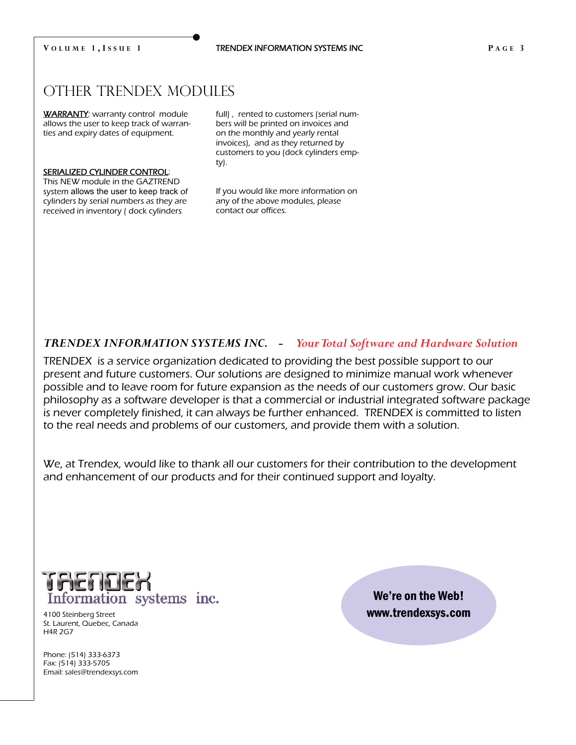# OTHER TRENDEX MODULES

**WARRANTY**: warranty control module allows the user to keep track of warranties and expiry dates of equipment.

**SERIALIZED CYLINDER CONTROL**: This NEW module in the GAZTREND system allows the user to keep track of cylinders by serial numbers as they are received in inventory ( dock cylinders full) , rented to customers (serial numbers will be printed on invoices and on the monthly and yearly rental invoices), and as they returned by customers to you (dock cylinders empty).

If you would like more information on any of the above modules, please contact our offices.

## *TRENDEX INFORMATION SYSTEMS INC.* - *Your Total Software and Hardware Solution*

TRENDEX is a service organization dedicated to providing the best possible support to our present and future customers. Our solutions are designed to minimize manual work whenever possible and to leave room for future expansion as the needs of our customers grow. Our basic philosophy as a software developer is that a commercial or industrial integrated software package is never completely finished, it can always be further enhanced. TRENDEX is committed to listen to the real needs and problems of our customers, and provide them with a solution.

We, at Trendex, would like to thank all our customers for their contribution to the development and enhancement of our products and for their continued support and loyalty.

TRENDEX
Information systems inc.

4100 Steinberg Street
St. Laurent, Quebec, Canada
H4R 2G7

Phone: (514) 333-6373
Fax: (514) 333-5705
Email: sales@trendexsys.com

**We're on the Web!**
**www.trendexsys.com**